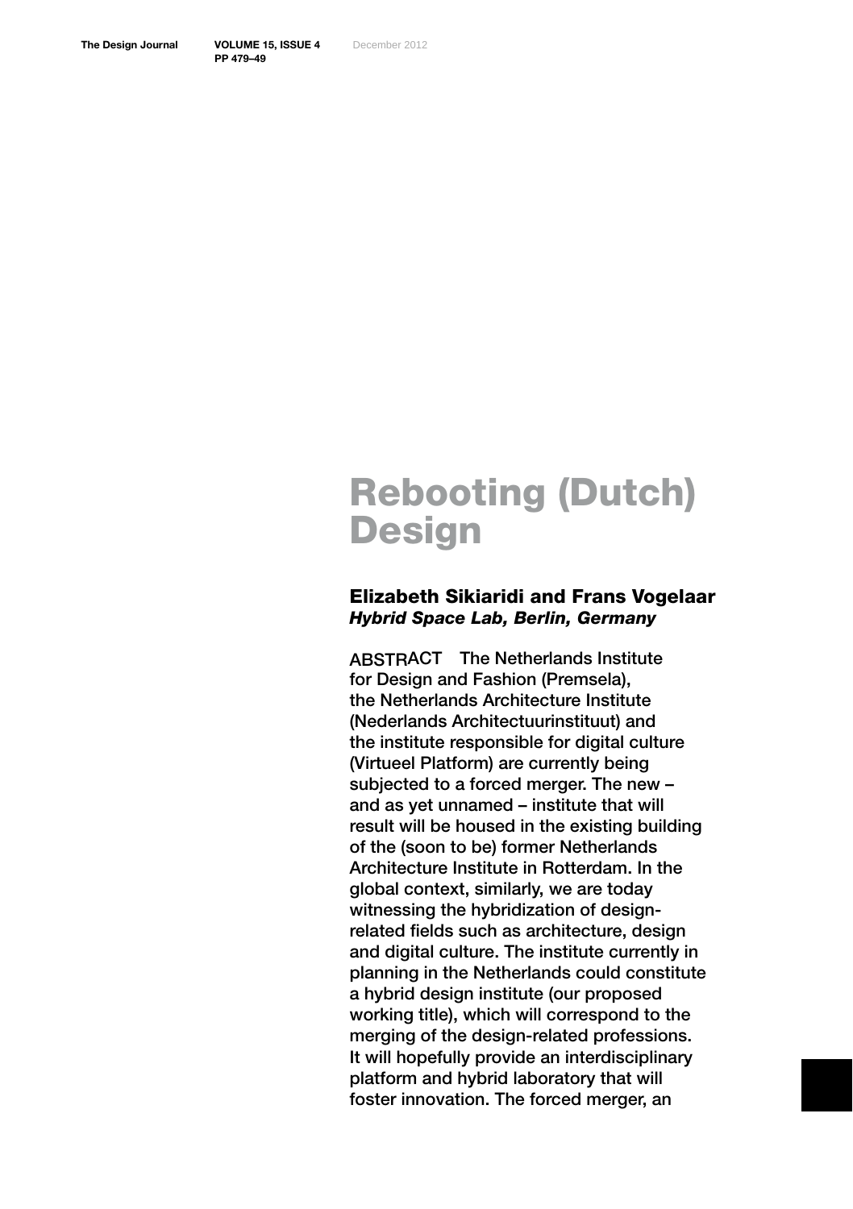# Rebooting (Dutch) Design

## Elizabeth Sikiaridi and Frans Vogelaar
***Hybrid Space Lab, Berlin, Germany***

ABSTRACT The Netherlands Institute for Design and Fashion (Premsela), the Netherlands Architecture Institute (Nederlands Architectuurinstituut) and the institute responsible for digital culture (Virtueel Platform) are currently being subjected to a forced merger. The new – and as yet unnamed – institute that will result will be housed in the existing building of the (soon to be) former Netherlands Architecture Institute in Rotterdam. In the global context, similarly, we are today witnessing the hybridization of design-related fields such as architecture, design and digital culture. The institute currently in planning in the Netherlands could constitute a hybrid design institute (our proposed working title), which will correspond to the merging of the design-related professions. It will hopefully provide an interdisciplinary platform and hybrid laboratory that will foster innovation. The forced merger, an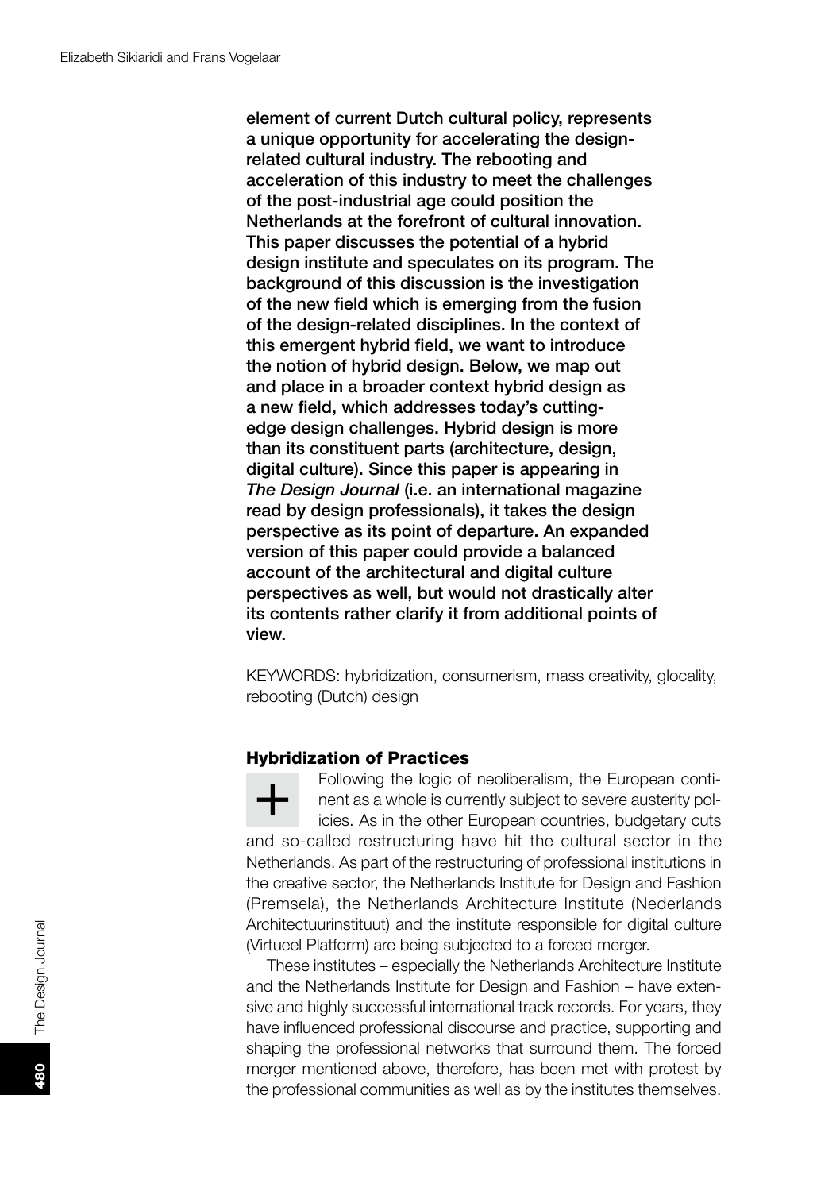**element of current Dutch cultural policy, represents a unique opportunity for accelerating the design-related cultural industry. The rebooting and acceleration of this industry to meet the challenges of the post-industrial age could position the Netherlands at the forefront of cultural innovation. This paper discusses the potential of a hybrid design institute and speculates on its program. The background of this discussion is the investigation of the new field which is emerging from the fusion of the design-related disciplines. In the context of this emergent hybrid field, we want to introduce the notion of hybrid design. Below, we map out and place in a broader context hybrid design as a new field, which addresses today's cutting-edge design challenges. Hybrid design is more than its constituent parts (architecture, design, digital culture). Since this paper is appearing in *The Design Journal* (i.e. an international magazine read by design professionals), it takes the design perspective as its point of departure. An expanded version of this paper could provide a balanced account of the architectural and digital culture perspectives as well, but would not drastically alter its contents rather clarify it from additional points of view.**

KEYWORDS: hybridization, consumerism, mass creativity, glocality, rebooting (Dutch) design

## Hybridization of Practices

Following the logic of neoliberalism, the European continent as a whole is currently subject to severe austerity policies. As in the other European countries, budgetary cuts and so-called restructuring have hit the cultural sector in the Netherlands. As part of the restructuring of professional institutions in the creative sector, the Netherlands Institute for Design and Fashion (Premsela), the Netherlands Architecture Institute (Nederlands Architectuurinstituut) and the institute responsible for digital culture (Virtueel Platform) are being subjected to a forced merger.

These institutes – especially the Netherlands Architecture Institute and the Netherlands Institute for Design and Fashion – have extensive and highly successful international track records. For years, they have influenced professional discourse and practice, supporting and shaping the professional networks that surround them. The forced merger mentioned above, therefore, has been met with protest by the professional communities as well as by the institutes themselves.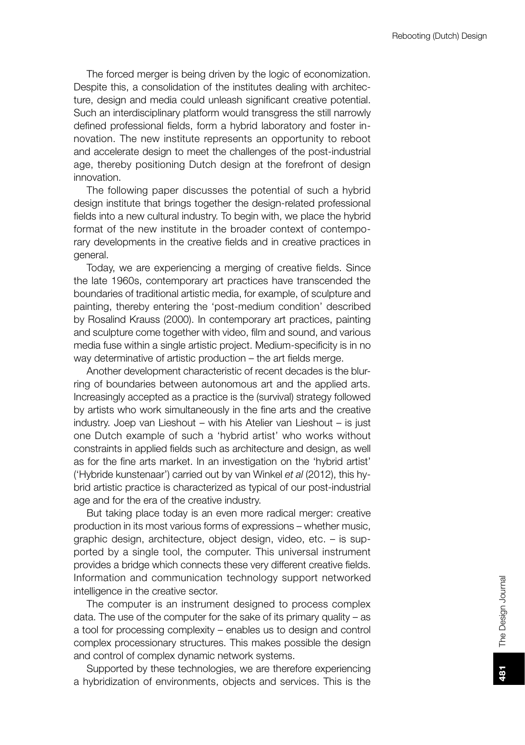The forced merger is being driven by the logic of economization. Despite this, a consolidation of the institutes dealing with architecture, design and media could unleash significant creative potential. Such an interdisciplinary platform would transgress the still narrowly defined professional fields, form a hybrid laboratory and foster innovation. The new institute represents an opportunity to reboot and accelerate design to meet the challenges of the post-industrial age, thereby positioning Dutch design at the forefront of design innovation.

The following paper discusses the potential of such a hybrid design institute that brings together the design-related professional fields into a new cultural industry. To begin with, we place the hybrid format of the new institute in the broader context of contemporary developments in the creative fields and in creative practices in general.

Today, we are experiencing a merging of creative fields. Since the late 1960s, contemporary art practices have transcended the boundaries of traditional artistic media, for example, of sculpture and painting, thereby entering the 'post-medium condition' described by Rosalind Krauss (2000). In contemporary art practices, painting and sculpture come together with video, film and sound, and various media fuse within a single artistic project. Medium-specificity is in no way determinative of artistic production – the art fields merge.

Another development characteristic of recent decades is the blurring of boundaries between autonomous art and the applied arts. Increasingly accepted as a practice is the (survival) strategy followed by artists who work simultaneously in the fine arts and the creative industry. Joep van Lieshout – with his Atelier van Lieshout – is just one Dutch example of such a 'hybrid artist' who works without constraints in applied fields such as architecture and design, as well as for the fine arts market. In an investigation on the 'hybrid artist' ('Hybride kunstenaar') carried out by van Winkel *et al* (2012), this hybrid artistic practice is characterized as typical of our post-industrial age and for the era of the creative industry.

But taking place today is an even more radical merger: creative production in its most various forms of expressions – whether music, graphic design, architecture, object design, video, etc. – is supported by a single tool, the computer. This universal instrument provides a bridge which connects these very different creative fields. Information and communication technology support networked intelligence in the creative sector.

The computer is an instrument designed to process complex data. The use of the computer for the sake of its primary quality – as a tool for processing complexity – enables us to design and control complex processionary structures. This makes possible the design and control of complex dynamic network systems.

Supported by these technologies, we are therefore experiencing a hybridization of environments, objects and services. This is the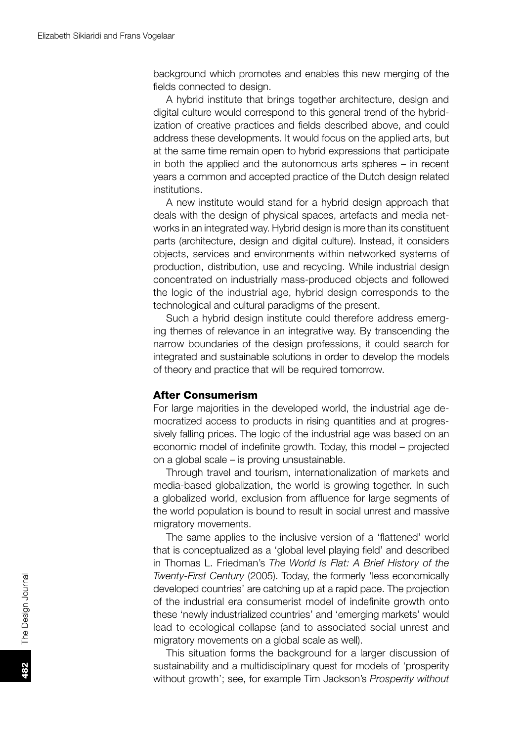background which promotes and enables this new merging of the fields connected to design.

A hybrid institute that brings together architecture, design and digital culture would correspond to this general trend of the hybridization of creative practices and fields described above, and could address these developments. It would focus on the applied arts, but at the same time remain open to hybrid expressions that participate in both the applied and the autonomous arts spheres – in recent years a common and accepted practice of the Dutch design related institutions.

A new institute would stand for a hybrid design approach that deals with the design of physical spaces, artefacts and media networks in an integrated way. Hybrid design is more than its constituent parts (architecture, design and digital culture). Instead, it considers objects, services and environments within networked systems of production, distribution, use and recycling. While industrial design concentrated on industrially mass-produced objects and followed the logic of the industrial age, hybrid design corresponds to the technological and cultural paradigms of the present.

Such a hybrid design institute could therefore address emerging themes of relevance in an integrative way. By transcending the narrow boundaries of the design professions, it could search for integrated and sustainable solutions in order to develop the models of theory and practice that will be required tomorrow.

## After Consumerism

For large majorities in the developed world, the industrial age democratized access to products in rising quantities and at progressively falling prices. The logic of the industrial age was based on an economic model of indefinite growth. Today, this model – projected on a global scale – is proving unsustainable.

Through travel and tourism, internationalization of markets and media-based globalization, the world is growing together. In such a globalized world, exclusion from affluence for large segments of the world population is bound to result in social unrest and massive migratory movements.

The same applies to the inclusive version of a 'flattened' world that is conceptualized as a 'global level playing field' and described in Thomas L. Friedman's *The World Is Flat: A Brief History of the Twenty-First Century* (2005). Today, the formerly 'less economically developed countries' are catching up at a rapid pace. The projection of the industrial era consumerist model of indefinite growth onto these 'newly industrialized countries' and 'emerging markets' would lead to ecological collapse (and to associated social unrest and migratory movements on a global scale as well).

This situation forms the background for a larger discussion of sustainability and a multidisciplinary quest for models of 'prosperity without growth'; see, for example Tim Jackson's *Prosperity without*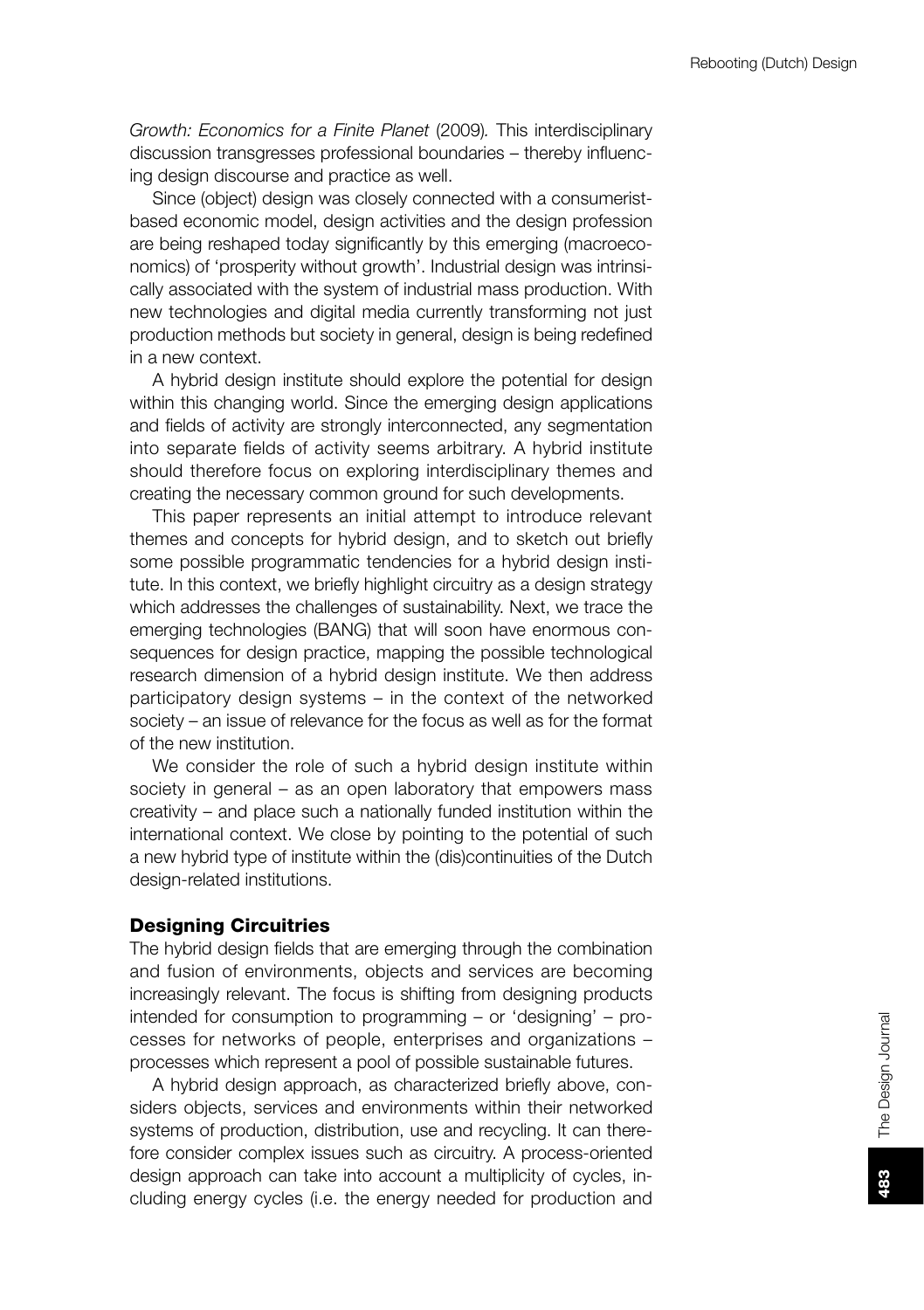*Growth: Economics for a Finite Planet* (2009). This interdisciplinary discussion transgresses professional boundaries – thereby influencing design discourse and practice as well.

Since (object) design was closely connected with a consumerist-based economic model, design activities and the design profession are being reshaped today significantly by this emerging (macroeconomics) of 'prosperity without growth'. Industrial design was intrinsically associated with the system of industrial mass production. With new technologies and digital media currently transforming not just production methods but society in general, design is being redefined in a new context.

A hybrid design institute should explore the potential for design within this changing world. Since the emerging design applications and fields of activity are strongly interconnected, any segmentation into separate fields of activity seems arbitrary. A hybrid institute should therefore focus on exploring interdisciplinary themes and creating the necessary common ground for such developments.

This paper represents an initial attempt to introduce relevant themes and concepts for hybrid design, and to sketch out briefly some possible programmatic tendencies for a hybrid design institute. In this context, we briefly highlight circuitry as a design strategy which addresses the challenges of sustainability. Next, we trace the emerging technologies (BANG) that will soon have enormous consequences for design practice, mapping the possible technological research dimension of a hybrid design institute. We then address participatory design systems – in the context of the networked society – an issue of relevance for the focus as well as for the format of the new institution.

We consider the role of such a hybrid design institute within society in general – as an open laboratory that empowers mass creativity – and place such a nationally funded institution within the international context. We close by pointing to the potential of such a new hybrid type of institute within the (dis)continuities of the Dutch design-related institutions.

## Designing Circuitries

The hybrid design fields that are emerging through the combination and fusion of environments, objects and services are becoming increasingly relevant. The focus is shifting from designing products intended for consumption to programming – or 'designing' – processes for networks of people, enterprises and organizations – processes which represent a pool of possible sustainable futures.

A hybrid design approach, as characterized briefly above, considers objects, services and environments within their networked systems of production, distribution, use and recycling. It can therefore consider complex issues such as circuitry. A process-oriented design approach can take into account a multiplicity of cycles, including energy cycles (i.e. the energy needed for production and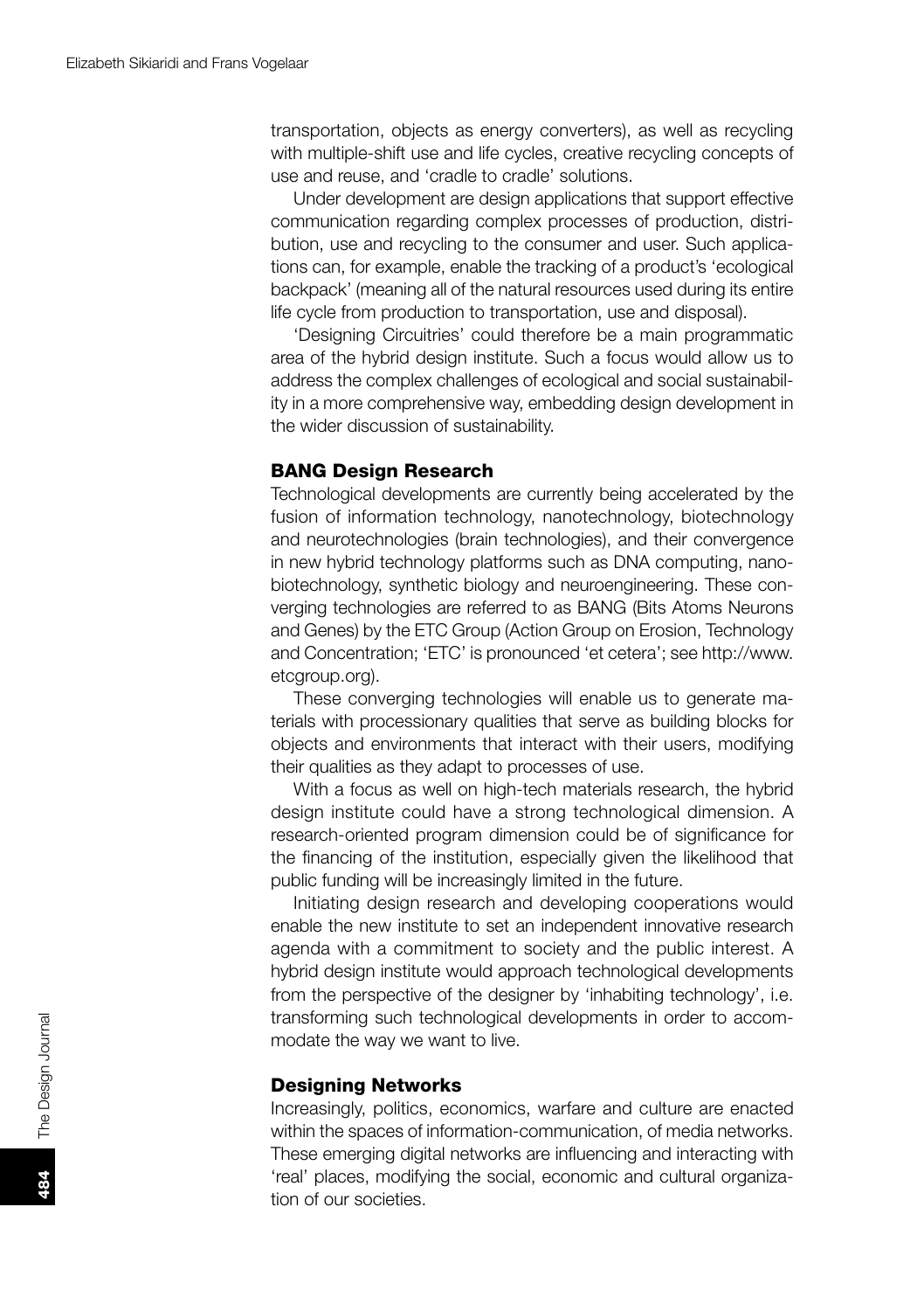transportation, objects as energy converters), as well as recycling with multiple-shift use and life cycles, creative recycling concepts of use and reuse, and 'cradle to cradle' solutions.

Under development are design applications that support effective communication regarding complex processes of production, distribution, use and recycling to the consumer and user. Such applications can, for example, enable the tracking of a product's 'ecological backpack' (meaning all of the natural resources used during its entire life cycle from production to transportation, use and disposal).

'Designing Circuitries' could therefore be a main programmatic area of the hybrid design institute. Such a focus would allow us to address the complex challenges of ecological and social sustainability in a more comprehensive way, embedding design development in the wider discussion of sustainability.

## BANG Design Research

Technological developments are currently being accelerated by the fusion of information technology, nanotechnology, biotechnology and neurotechnologies (brain technologies), and their convergence in new hybrid technology platforms such as DNA computing, nanobiotechnology, synthetic biology and neuroengineering. These converging technologies are referred to as BANG (Bits Atoms Neurons and Genes) by the ETC Group (Action Group on Erosion, Technology and Concentration; 'ETC' is pronounced 'et cetera'; see http://www.etcgroup.org).

These converging technologies will enable us to generate materials with processionary qualities that serve as building blocks for objects and environments that interact with their users, modifying their qualities as they adapt to processes of use.

With a focus as well on high-tech materials research, the hybrid design institute could have a strong technological dimension. A research-oriented program dimension could be of significance for the financing of the institution, especially given the likelihood that public funding will be increasingly limited in the future.

Initiating design research and developing cooperations would enable the new institute to set an independent innovative research agenda with a commitment to society and the public interest. A hybrid design institute would approach technological developments from the perspective of the designer by 'inhabiting technology', i.e. transforming such technological developments in order to accommodate the way we want to live.

## Designing Networks

Increasingly, politics, economics, warfare and culture are enacted within the spaces of information-communication, of media networks. These emerging digital networks are influencing and interacting with 'real' places, modifying the social, economic and cultural organization of our societies.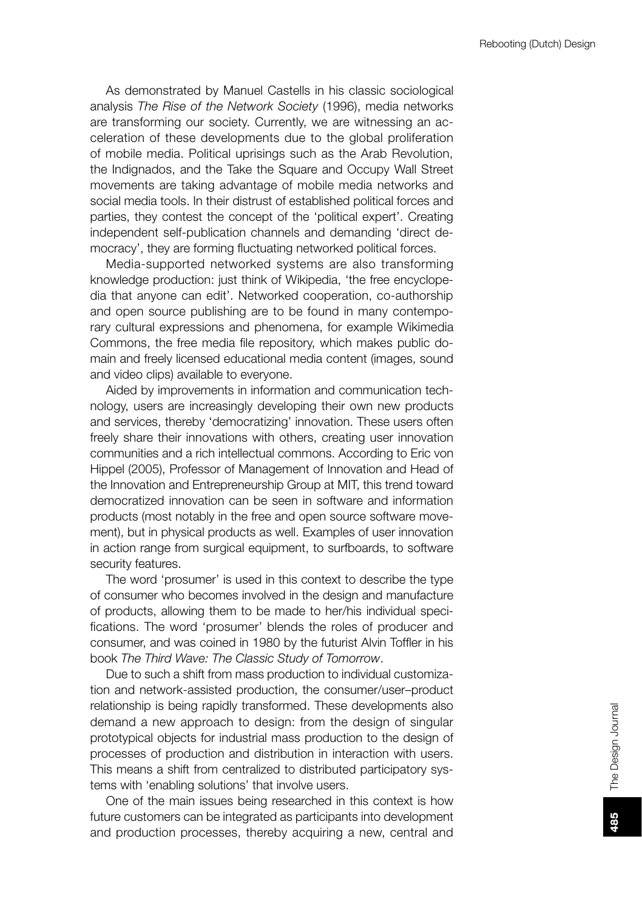As demonstrated by Manuel Castells in his classic sociological analysis *The Rise of the Network Society* (1996), media networks are transforming our society. Currently, we are witnessing an acceleration of these developments due to the global proliferation of mobile media. Political uprisings such as the Arab Revolution, the Indignados, and the Take the Square and Occupy Wall Street movements are taking advantage of mobile media networks and social media tools. In their distrust of established political forces and parties, they contest the concept of the 'political expert'. Creating independent self-publication channels and demanding 'direct democracy', they are forming fluctuating networked political forces.

Media-supported networked systems are also transforming knowledge production: just think of Wikipedia, 'the free encyclopedia that anyone can edit'. Networked cooperation, co-authorship and open source publishing are to be found in many contemporary cultural expressions and phenomena, for example Wikimedia Commons, the free media file repository, which makes public domain and freely licensed educational media content (images, sound and video clips) available to everyone.

Aided by improvements in information and communication technology, users are increasingly developing their own new products and services, thereby 'democratizing' innovation. These users often freely share their innovations with others, creating user innovation communities and a rich intellectual commons. According to Eric von Hippel (2005), Professor of Management of Innovation and Head of the Innovation and Entrepreneurship Group at MIT, this trend toward democratized innovation can be seen in software and information products (most notably in the free and open source software movement), but in physical products as well. Examples of user innovation in action range from surgical equipment, to surfboards, to software security features.

The word 'prosumer' is used in this context to describe the type of consumer who becomes involved in the design and manufacture of products, allowing them to be made to her/his individual specifications. The word 'prosumer' blends the roles of producer and consumer, and was coined in 1980 by the futurist Alvin Toffler in his book *The Third Wave: The Classic Study of Tomorrow*.

Due to such a shift from mass production to individual customization and network-assisted production, the consumer/user–product relationship is being rapidly transformed. These developments also demand a new approach to design: from the design of singular prototypical objects for industrial mass production to the design of processes of production and distribution in interaction with users. This means a shift from centralized to distributed participatory systems with 'enabling solutions' that involve users.

One of the main issues being researched in this context is how future customers can be integrated as participants into development and production processes, thereby acquiring a new, central and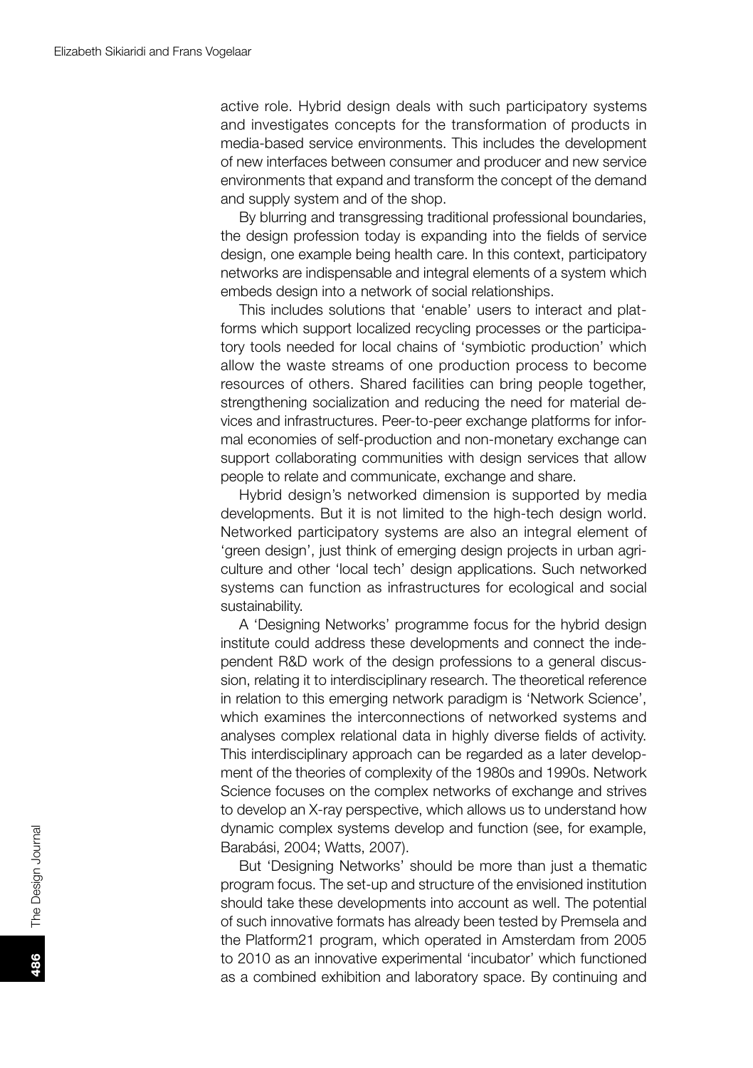active role. Hybrid design deals with such participatory systems and investigates concepts for the transformation of products in media-based service environments. This includes the development of new interfaces between consumer and producer and new service environments that expand and transform the concept of the demand and supply system and of the shop.

By blurring and transgressing traditional professional boundaries, the design profession today is expanding into the fields of service design, one example being health care. In this context, participatory networks are indispensable and integral elements of a system which embeds design into a network of social relationships.

This includes solutions that 'enable' users to interact and platforms which support localized recycling processes or the participatory tools needed for local chains of 'symbiotic production' which allow the waste streams of one production process to become resources of others. Shared facilities can bring people together, strengthening socialization and reducing the need for material devices and infrastructures. Peer-to-peer exchange platforms for informal economies of self-production and non-monetary exchange can support collaborating communities with design services that allow people to relate and communicate, exchange and share.

Hybrid design's networked dimension is supported by media developments. But it is not limited to the high-tech design world. Networked participatory systems are also an integral element of 'green design', just think of emerging design projects in urban agriculture and other 'local tech' design applications. Such networked systems can function as infrastructures for ecological and social sustainability.

A 'Designing Networks' programme focus for the hybrid design institute could address these developments and connect the independent R&D work of the design professions to a general discussion, relating it to interdisciplinary research. The theoretical reference in relation to this emerging network paradigm is 'Network Science', which examines the interconnections of networked systems and analyses complex relational data in highly diverse fields of activity. This interdisciplinary approach can be regarded as a later development of the theories of complexity of the 1980s and 1990s. Network Science focuses on the complex networks of exchange and strives to develop an X-ray perspective, which allows us to understand how dynamic complex systems develop and function (see, for example, Barabási, 2004; Watts, 2007).

But 'Designing Networks' should be more than just a thematic program focus. The set-up and structure of the envisioned institution should take these developments into account as well. The potential of such innovative formats has already been tested by Premsela and the Platform21 program, which operated in Amsterdam from 2005 to 2010 as an innovative experimental 'incubator' which functioned as a combined exhibition and laboratory space. By continuing and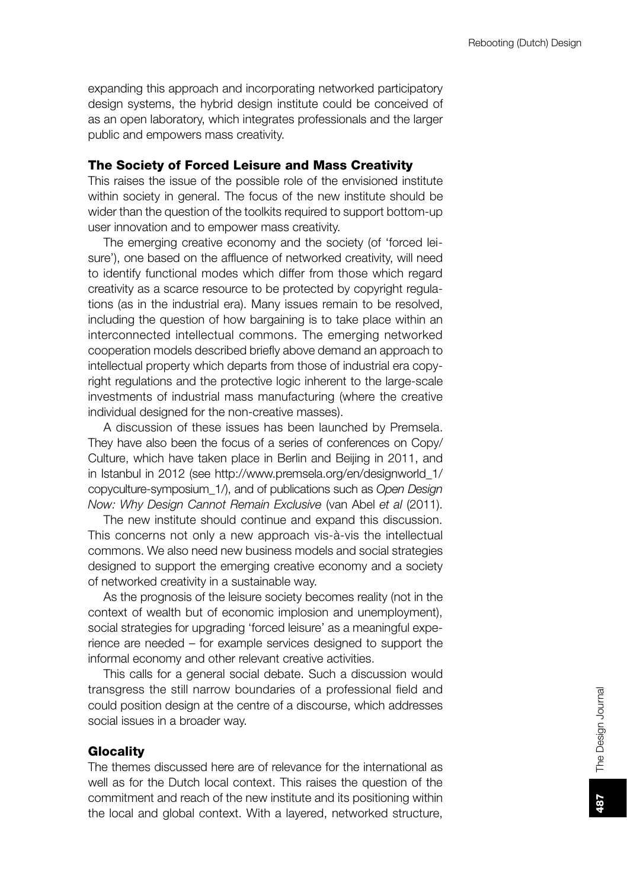expanding this approach and incorporating networked participatory design systems, the hybrid design institute could be conceived of as an open laboratory, which integrates professionals and the larger public and empowers mass creativity.

## The Society of Forced Leisure and Mass Creativity

This raises the issue of the possible role of the envisioned institute within society in general. The focus of the new institute should be wider than the question of the toolkits required to support bottom-up user innovation and to empower mass creativity.

The emerging creative economy and the society (of 'forced leisure'), one based on the affluence of networked creativity, will need to identify functional modes which differ from those which regard creativity as a scarce resource to be protected by copyright regulations (as in the industrial era). Many issues remain to be resolved, including the question of how bargaining is to take place within an interconnected intellectual commons. The emerging networked cooperation models described briefly above demand an approach to intellectual property which departs from those of industrial era copyright regulations and the protective logic inherent to the large-scale investments of industrial mass manufacturing (where the creative individual designed for the non-creative masses).

A discussion of these issues has been launched by Premsela. They have also been the focus of a series of conferences on Copy/Culture, which have taken place in Berlin and Beijing in 2011, and in Istanbul in 2012 (see http://www.premsela.org/en/designworld_1/copyculture-symposium_1/), and of publications such as *Open Design Now: Why Design Cannot Remain Exclusive* (van Abel *et al* (2011).

The new institute should continue and expand this discussion. This concerns not only a new approach vis-à-vis the intellectual commons. We also need new business models and social strategies designed to support the emerging creative economy and a society of networked creativity in a sustainable way.

As the prognosis of the leisure society becomes reality (not in the context of wealth but of economic implosion and unemployment), social strategies for upgrading 'forced leisure' as a meaningful experience are needed – for example services designed to support the informal economy and other relevant creative activities.

This calls for a general social debate. Such a discussion would transgress the still narrow boundaries of a professional field and could position design at the centre of a discourse, which addresses social issues in a broader way.

## Glocality

The themes discussed here are of relevance for the international as well as for the Dutch local context. This raises the question of the commitment and reach of the new institute and its positioning within the local and global context. With a layered, networked structure,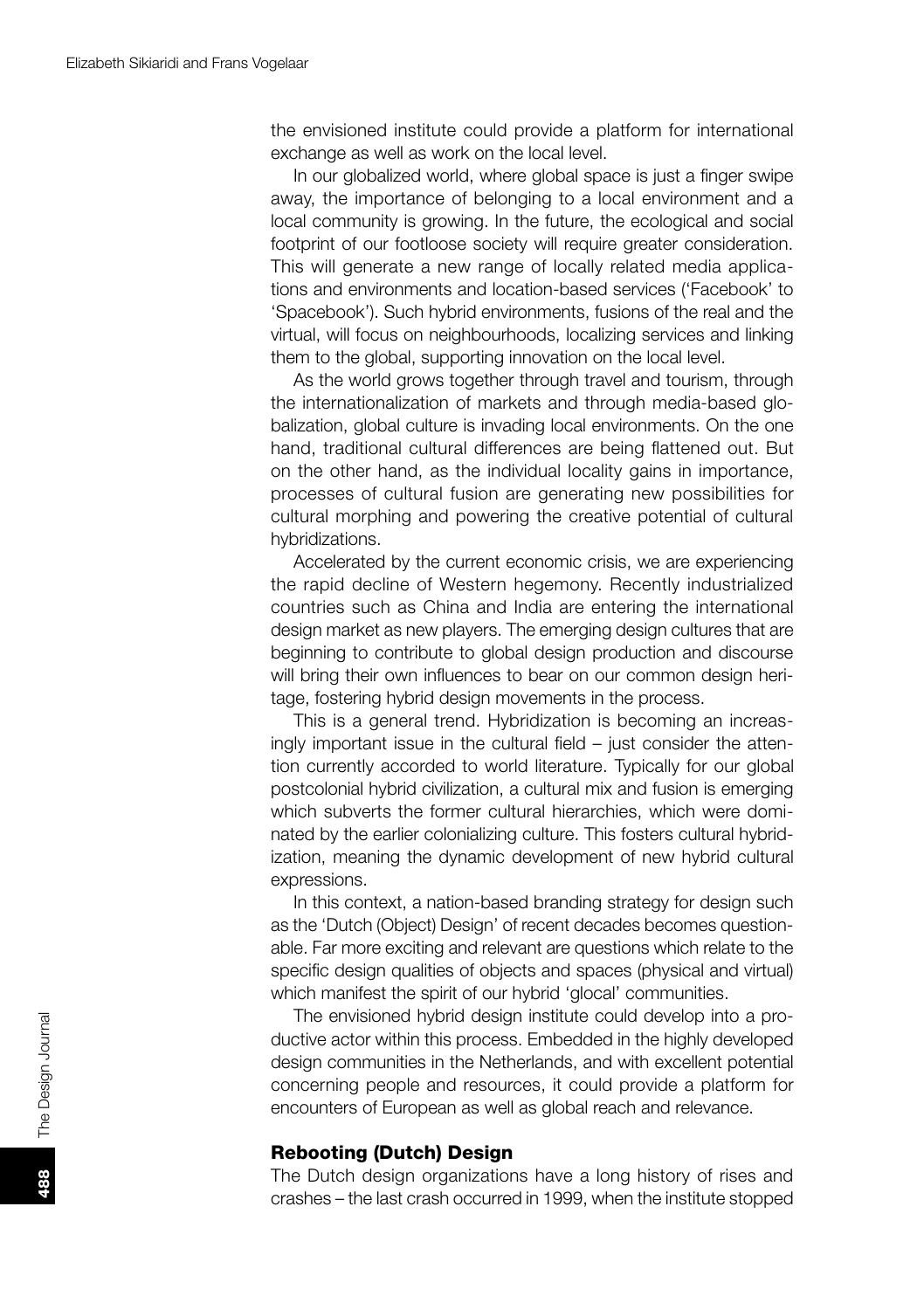the envisioned institute could provide a platform for international exchange as well as work on the local level.

In our globalized world, where global space is just a finger swipe away, the importance of belonging to a local environment and a local community is growing. In the future, the ecological and social footprint of our footloose society will require greater consideration. This will generate a new range of locally related media applications and environments and location-based services ('Facebook' to 'Spacebook'). Such hybrid environments, fusions of the real and the virtual, will focus on neighbourhoods, localizing services and linking them to the global, supporting innovation on the local level.

As the world grows together through travel and tourism, through the internationalization of markets and through media-based globalization, global culture is invading local environments. On the one hand, traditional cultural differences are being flattened out. But on the other hand, as the individual locality gains in importance, processes of cultural fusion are generating new possibilities for cultural morphing and powering the creative potential of cultural hybridizations.

Accelerated by the current economic crisis, we are experiencing the rapid decline of Western hegemony. Recently industrialized countries such as China and India are entering the international design market as new players. The emerging design cultures that are beginning to contribute to global design production and discourse will bring their own influences to bear on our common design heritage, fostering hybrid design movements in the process.

This is a general trend. Hybridization is becoming an increasingly important issue in the cultural field – just consider the attention currently accorded to world literature. Typically for our global postcolonial hybrid civilization, a cultural mix and fusion is emerging which subverts the former cultural hierarchies, which were dominated by the earlier colonializing culture. This fosters cultural hybridization, meaning the dynamic development of new hybrid cultural expressions.

In this context, a nation-based branding strategy for design such as the 'Dutch (Object) Design' of recent decades becomes questionable. Far more exciting and relevant are questions which relate to the specific design qualities of objects and spaces (physical and virtual) which manifest the spirit of our hybrid 'glocal' communities.

The envisioned hybrid design institute could develop into a productive actor within this process. Embedded in the highly developed design communities in the Netherlands, and with excellent potential concerning people and resources, it could provide a platform for encounters of European as well as global reach and relevance.

## Rebooting (Dutch) Design

The Dutch design organizations have a long history of rises and crashes – the last crash occurred in 1999, when the institute stopped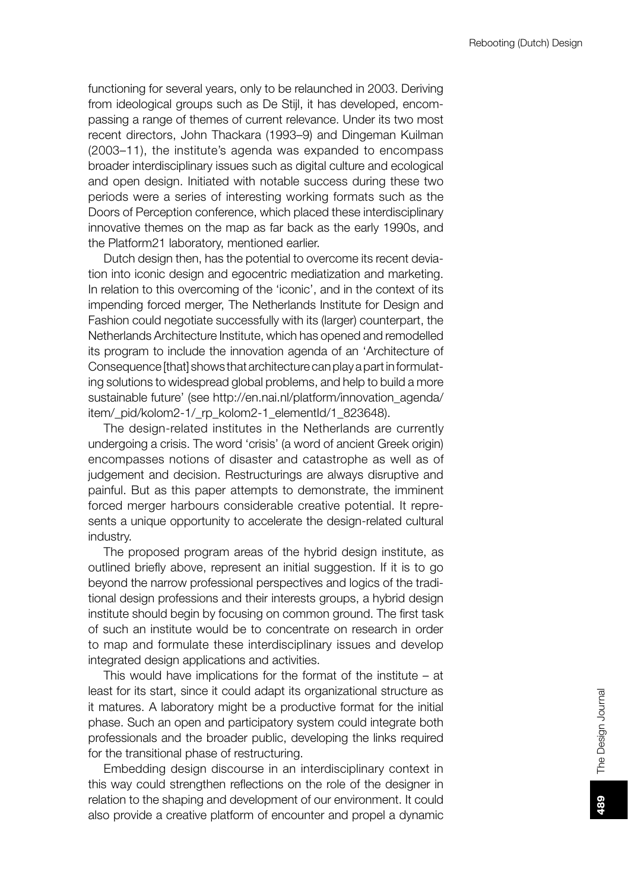functioning for several years, only to be relaunched in 2003. Deriving from ideological groups such as De Stijl, it has developed, encompassing a range of themes of current relevance. Under its two most recent directors, John Thackara (1993–9) and Dingeman Kuilman (2003–11), the institute's agenda was expanded to encompass broader interdisciplinary issues such as digital culture and ecological and open design. Initiated with notable success during these two periods were a series of interesting working formats such as the Doors of Perception conference, which placed these interdisciplinary innovative themes on the map as far back as the early 1990s, and the Platform21 laboratory, mentioned earlier.

Dutch design then, has the potential to overcome its recent deviation into iconic design and egocentric mediatization and marketing. In relation to this overcoming of the 'iconic', and in the context of its impending forced merger, The Netherlands Institute for Design and Fashion could negotiate successfully with its (larger) counterpart, the Netherlands Architecture Institute, which has opened and remodelled its program to include the innovation agenda of an 'Architecture of Consequence [that] shows that architecture can play a part in formulating solutions to widespread global problems, and help to build a more sustainable future' (see http://en.nai.nl/platform/innovation_agenda/item/_pid/kolom2-1/_rp_kolom2-1_elementId/1_823648).

The design-related institutes in the Netherlands are currently undergoing a crisis. The word 'crisis' (a word of ancient Greek origin) encompasses notions of disaster and catastrophe as well as of judgement and decision. Restructurings are always disruptive and painful. But as this paper attempts to demonstrate, the imminent forced merger harbours considerable creative potential. It represents a unique opportunity to accelerate the design-related cultural industry.

The proposed program areas of the hybrid design institute, as outlined briefly above, represent an initial suggestion. If it is to go beyond the narrow professional perspectives and logics of the traditional design professions and their interests groups, a hybrid design institute should begin by focusing on common ground. The first task of such an institute would be to concentrate on research in order to map and formulate these interdisciplinary issues and develop integrated design applications and activities.

This would have implications for the format of the institute – at least for its start, since it could adapt its organizational structure as it matures. A laboratory might be a productive format for the initial phase. Such an open and participatory system could integrate both professionals and the broader public, developing the links required for the transitional phase of restructuring.

Embedding design discourse in an interdisciplinary context in this way could strengthen reflections on the role of the designer in relation to the shaping and development of our environment. It could also provide a creative platform of encounter and propel a dynamic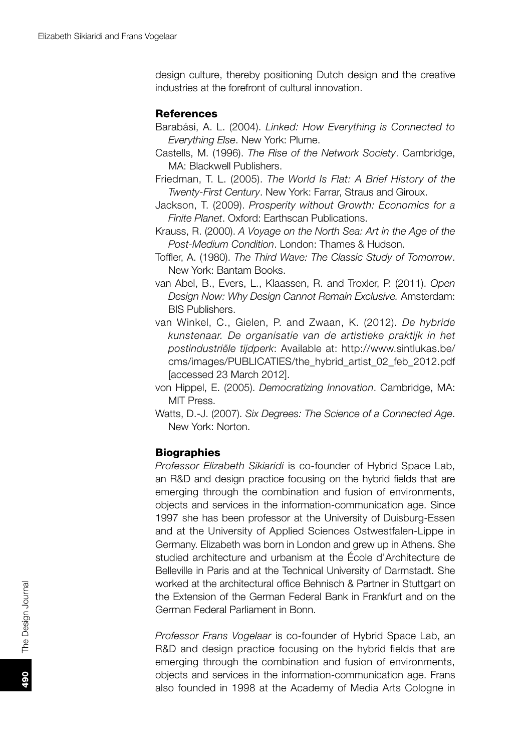design culture, thereby positioning Dutch design and the creative industries at the forefront of cultural innovation.

## References

Barabási, A. L. (2004). *Linked: How Everything is Connected to Everything Else*. New York: Plume.

Castells, M. (1996). *The Rise of the Network Society*. Cambridge, MA: Blackwell Publishers.

Friedman, T. L. (2005). *The World Is Flat: A Brief History of the Twenty-First Century*. New York: Farrar, Straus and Giroux.

Jackson, T. (2009). *Prosperity without Growth: Economics for a Finite Planet*. Oxford: Earthscan Publications.

Krauss, R. (2000). *A Voyage on the North Sea: Art in the Age of the Post-Medium Condition*. London: Thames & Hudson.

Toffler, A. (1980). *The Third Wave: The Classic Study of Tomorrow*. New York: Bantam Books.

van Abel, B., Evers, L., Klaassen, R. and Troxler, P. (2011). *Open Design Now: Why Design Cannot Remain Exclusive.* Amsterdam: BIS Publishers.

van Winkel, C., Gielen, P. and Zwaan, K. (2012). *De hybride kunstenaar. De organisatie van de artistieke praktijk in het postindustriële tijdperk*: Available at: http://www.sintlukas.be/cms/images/PUBLICATIES/the_hybrid_artist_02_feb_2012.pdf [accessed 23 March 2012].

von Hippel, E. (2005). *Democratizing Innovation*. Cambridge, MA: MIT Press.

Watts, D.-J. (2007). *Six Degrees: The Science of a Connected Age*. New York: Norton.

## Biographies

*Professor Elizabeth Sikiaridi* is co-founder of Hybrid Space Lab, an R&D and design practice focusing on the hybrid fields that are emerging through the combination and fusion of environments, objects and services in the information-communication age. Since 1997 she has been professor at the University of Duisburg-Essen and at the University of Applied Sciences Ostwestfalen-Lippe in Germany. Elizabeth was born in London and grew up in Athens. She studied architecture and urbanism at the École d'Architecture de Belleville in Paris and at the Technical University of Darmstadt. She worked at the architectural office Behnisch & Partner in Stuttgart on the Extension of the German Federal Bank in Frankfurt and on the German Federal Parliament in Bonn.

*Professor Frans Vogelaar* is co-founder of Hybrid Space Lab, an R&D and design practice focusing on the hybrid fields that are emerging through the combination and fusion of environments, objects and services in the information-communication age. Frans also founded in 1998 at the Academy of Media Arts Cologne in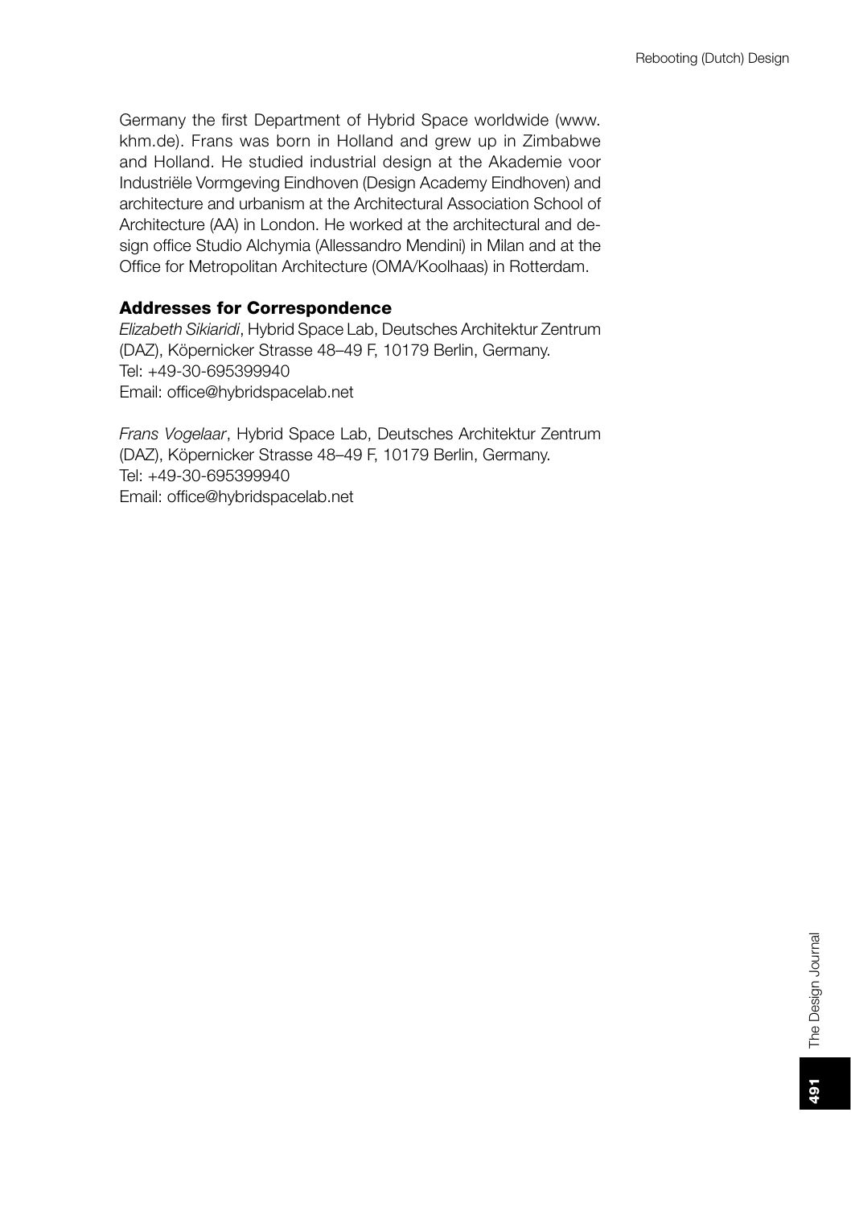Germany the first Department of Hybrid Space worldwide (www.khm.de). Frans was born in Holland and grew up in Zimbabwe and Holland. He studied industrial design at the Akademie voor Industriële Vormgeving Eindhoven (Design Academy Eindhoven) and architecture and urbanism at the Architectural Association School of Architecture (AA) in London. He worked at the architectural and design office Studio Alchymia (Allessandro Mendini) in Milan and at the Office for Metropolitan Architecture (OMA/Koolhaas) in Rotterdam.

## Addresses for Correspondence

*Elizabeth Sikiaridi*, Hybrid Space Lab, Deutsches Architektur Zentrum (DAZ), Köpernicker Strasse 48–49 F, 10179 Berlin, Germany.
Tel: +49-30-695399940
Email: office@hybridspacelab.net

*Frans Vogelaar*, Hybrid Space Lab, Deutsches Architektur Zentrum (DAZ), Köpernicker Strasse 48–49 F, 10179 Berlin, Germany.
Tel: +49-30-695399940
Email: office@hybridspacelab.net